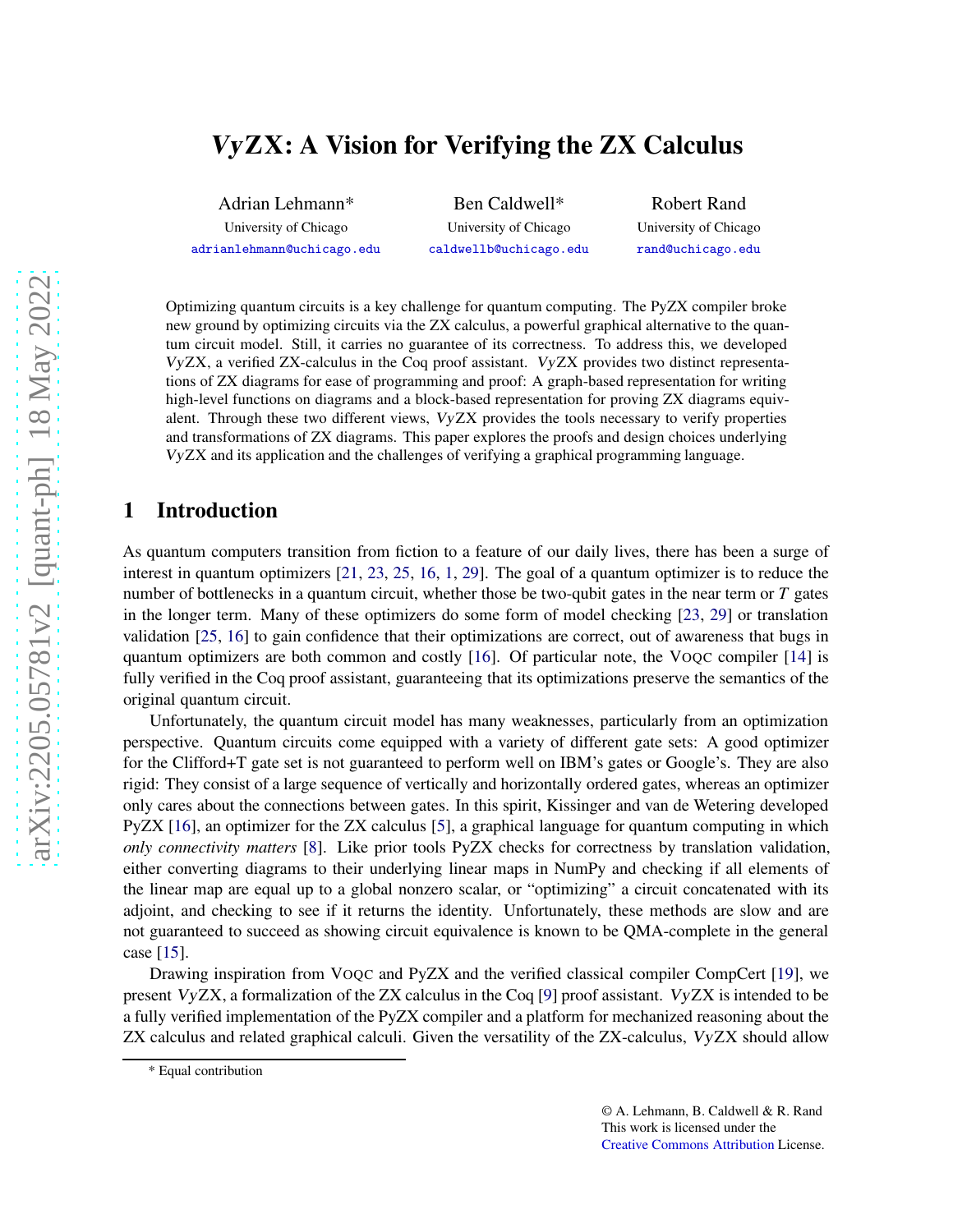# *VyZX*: A Vision for Verifying the ZX Calculus

Adrian Lehmann*
University of Chicago
adrianlehmann@uchicago.edu

Ben Caldwell*
University of Chicago
caldwellb@uchicago.edu

Robert Rand
University of Chicago
rand@uchicago.edu

Optimizing quantum circuits is a key challenge for quantum computing. The PyZX compiler broke new ground by optimizing circuits via the ZX calculus, a powerful graphical alternative to the quantum circuit model. Still, it carries no guarantee of its correctness. To address this, we developed *VyZX*, a verified ZX-calculus in the Coq proof assistant. *VyZX* provides two distinct representations of ZX diagrams for ease of programming and proof: A graph-based representation for writing high-level functions on diagrams and a block-based representation for proving ZX diagrams equivalent. Through these two different views, *VyZX* provides the tools necessary to verify properties and transformations of ZX diagrams. This paper explores the proofs and design choices underlying *VyZX* and its application and the challenges of verifying a graphical programming language.

## 1 Introduction

As quantum computers transition from fiction to a feature of our daily lives, there has been a surge of interest in quantum optimizers [21, 23, 25, 16, 1, 29]. The goal of a quantum optimizer is to reduce the number of bottlenecks in a quantum circuit, whether those be two-qubit gates in the near term or $T$ gates in the longer term. Many of these optimizers do some form of model checking [23, 29] or translation validation [25, 16] to gain confidence that their optimizations are correct, out of awareness that bugs in quantum optimizers are both common and costly [16]. Of particular note, the VOQC compiler [14] is fully verified in the Coq proof assistant, guaranteeing that its optimizations preserve the semantics of the original quantum circuit.

Unfortunately, the quantum circuit model has many weaknesses, particularly from an optimization perspective. Quantum circuits come equipped with a variety of different gate sets: A good optimizer for the Clifford+T gate set is not guaranteed to perform well on IBM's gates or Google's. They are also rigid: They consist of a large sequence of vertically and horizontally ordered gates, whereas an optimizer only cares about the connections between gates. In this spirit, Kissinger and van de Wetering developed PyZX [16], an optimizer for the ZX calculus [5], a graphical language for quantum computing in which *only connectivity matters* [8]. Like prior tools PyZX checks for correctness by translation validation, either converting diagrams to their underlying linear maps in NumPy and checking if all elements of the linear map are equal up to a global nonzero scalar, or "optimizing" a circuit concatenated with its adjoint, and checking to see if it returns the identity. Unfortunately, these methods are slow and are not guaranteed to succeed as showing circuit equivalence is known to be QMA-complete in the general case [15].

Drawing inspiration from VOQC and PyZX and the verified classical compiler CompCert [19], we present *VyZX*, a formalization of the ZX calculus in the Coq [9] proof assistant. *VyZX* is intended to be a fully verified implementation of the PyZX compiler and a platform for mechanized reasoning about the ZX calculus and related graphical calculi. Given the versatility of the ZX-calculus, *VyZX* should allow

\* Equal contribution

© A. Lehmann, B. Caldwell & R. Rand
This work is licensed under the Creative Commons Attribution License.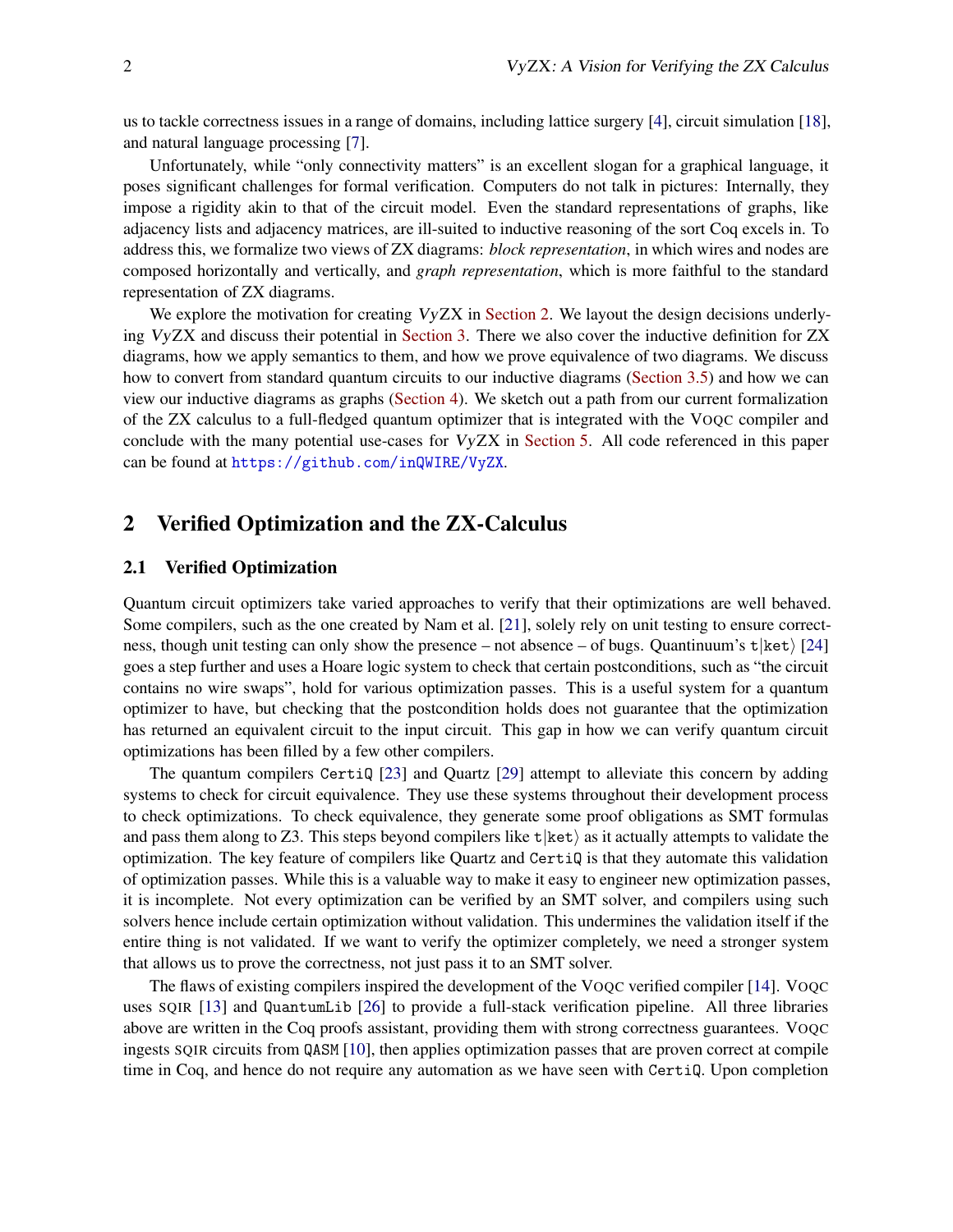us to tackle correctness issues in a range of domains, including lattice surgery [4], circuit simulation [18], and natural language processing [7].

Unfortunately, while "only connectivity matters" is an excellent slogan for a graphical language, it poses significant challenges for formal verification. Computers do not talk in pictures: Internally, they impose a rigidity akin to that of the circuit model. Even the standard representations of graphs, like adjacency lists and adjacency matrices, are ill-suited to inductive reasoning of the sort Coq excels in. To address this, we formalize two views of ZX diagrams: *block representation*, in which wires and nodes are composed horizontally and vertically, and *graph representation*, which is more faithful to the standard representation of ZX diagrams.

We explore the motivation for creating *Vy*ZX in Section 2. We layout the design decisions underlying *Vy*ZX and discuss their potential in Section 3. There we also cover the inductive definition for ZX diagrams, how we apply semantics to them, and how we prove equivalence of two diagrams. We discuss how to convert from standard quantum circuits to our inductive diagrams (Section 3.5) and how we can view our inductive diagrams as graphs (Section 4). We sketch out a path from our current formalization of the ZX calculus to a full-fledged quantum optimizer that is integrated with the VOQC compiler and conclude with the many potential use-cases for *Vy*ZX in Section 5. All code referenced in this paper can be found at https://github.com/inQWIRE/VyZX.

## 2 Verified Optimization and the ZX-Calculus

### 2.1 Verified Optimization

Quantum circuit optimizers take varied approaches to verify that their optimizations are well behaved. Some compilers, such as the one created by Nam et al. [21], solely rely on unit testing to ensure correctness, though unit testing can only show the presence – not absence – of bugs. Quantinuum's t|ket⟩ [24] goes a step further and uses a Hoare logic system to check that certain postconditions, such as "the circuit contains no wire swaps", hold for various optimization passes. This is a useful system for a quantum optimizer to have, but checking that the postcondition holds does not guarantee that the optimization has returned an equivalent circuit to the input circuit. This gap in how we can verify quantum circuit optimizations has been filled by a few other compilers.

The quantum compilers `CertiQ` [23] and Quartz [29] attempt to alleviate this concern by adding systems to check for circuit equivalence. They use these systems throughout their development process to check optimizations. To check equivalence, they generate some proof obligations as SMT formulas and pass them along to Z3. This steps beyond compilers like t|ket⟩ as it actually attempts to validate the optimization. The key feature of compilers like Quartz and `CertiQ` is that they automate this validation of optimization passes. While this is a valuable way to make it easy to engineer new optimization passes, it is incomplete. Not every optimization can be verified by an SMT solver, and compilers using such solvers hence include certain optimization without validation. This undermines the validation itself if the entire thing is not validated. If we want to verify the optimizer completely, we need a stronger system that allows us to prove the correctness, not just pass it to an SMT solver.

The flaws of existing compilers inspired the development of the VOQC verified compiler [14]. VOQC uses SQIR [13] and `QuantumLib` [26] to provide a full-stack verification pipeline. All three libraries above are written in the Coq proofs assistant, providing them with strong correctness guarantees. VOQC ingests SQIR circuits from `QASM` [10], then applies optimization passes that are proven correct at compile time in Coq, and hence do not require any automation as we have seen with `CertiQ`. Upon completion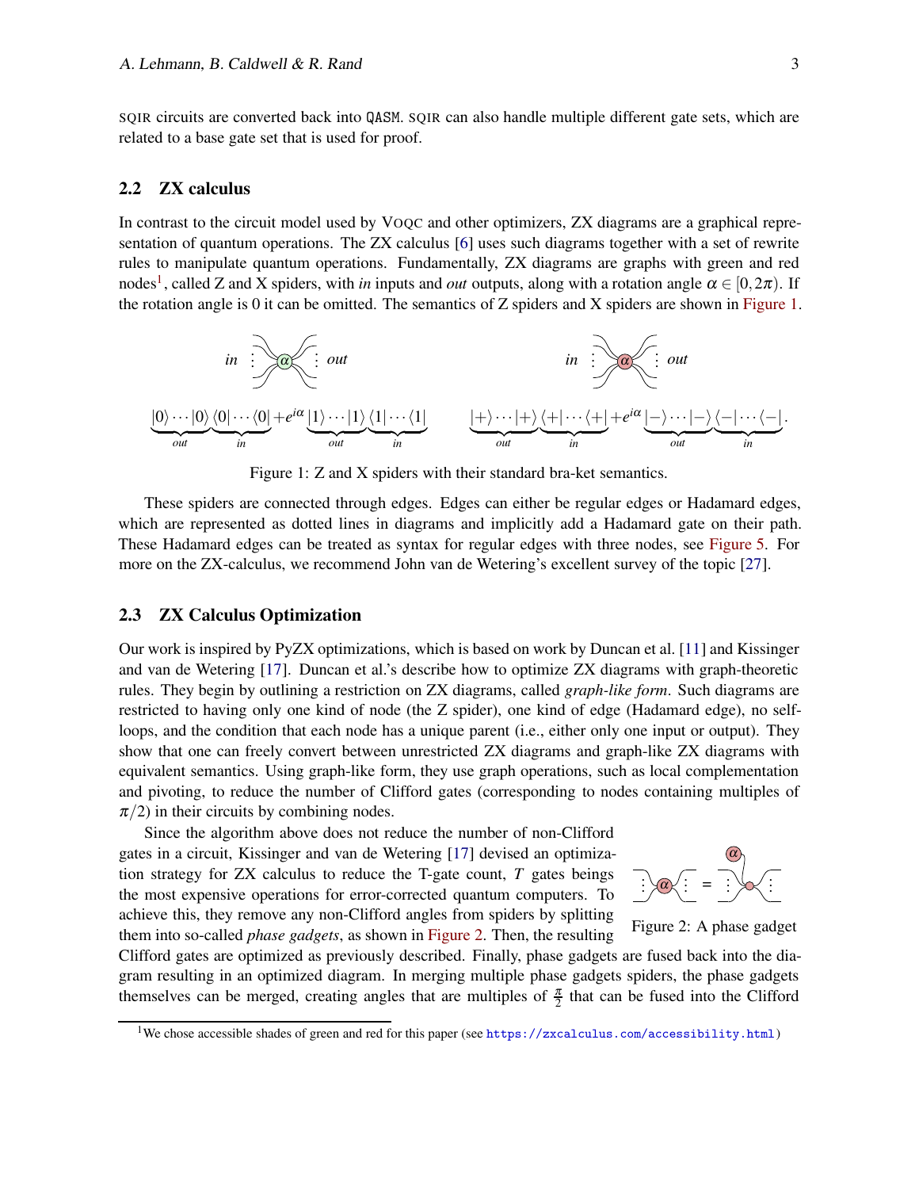SQIR circuits are converted back into QASM. SQIR can also handle multiple different gate sets, which are related to a base gate set that is used for proof.

### 2.2 ZX calculus

In contrast to the circuit model used by VOQC and other optimizers, ZX diagrams are a graphical representation of quantum operations. The ZX calculus [6] uses such diagrams together with a set of rewrite rules to manipulate quantum operations. Fundamentally, ZX diagrams are graphs with green and red nodes[1], called Z and X spiders, with *in* inputs and *out* outputs, along with a rotation angle $\alpha \in [0, 2\pi)$. If the rotation angle is 0 it can be omitted. The semantics of Z spiders and X spiders are shown in Figure 1.

$$\underbrace{|0\rangle \cdots |0\rangle}_{out} \underbrace{\langle 0| \cdots \langle 0|}_{in} + e^{i\alpha} \underbrace{|1\rangle \cdots |1\rangle}_{out} \underbrace{\langle 1| \cdots \langle 1|}_{in} \qquad \underbrace{|+\rangle \cdots |+\rangle}_{out} \underbrace{\langle +| \cdots \langle +|}_{in} + e^{i\alpha} \underbrace{|-\rangle \cdots |-\rangle}_{out} \underbrace{\langle -| \cdots \langle -|}_{in}.$$

Figure 1: Z and X spiders with their standard bra-ket semantics.

These spiders are connected through edges. Edges can either be regular edges or Hadamard edges, which are represented as dotted lines in diagrams and implicitly add a Hadamard gate on their path. These Hadamard edges can be treated as syntax for regular edges with three nodes, see Figure 5. For more on the ZX-calculus, we recommend John van de Wetering's excellent survey of the topic [27].

### 2.3 ZX Calculus Optimization

Our work is inspired by PyZX optimizations, which is based on work by Duncan et al. [11] and Kissinger and van de Wetering [17]. Duncan et al.'s describe how to optimize ZX diagrams with graph-theoretic rules. They begin by outlining a restriction on ZX diagrams, called *graph-like form*. Such diagrams are restricted to having only one kind of node (the Z spider), one kind of edge (Hadamard edge), no self-loops, and the condition that each node has a unique parent (i.e., either only one input or output). They show that one can freely convert between unrestricted ZX diagrams and graph-like ZX diagrams with equivalent semantics. Using graph-like form, they use graph operations, such as local complementation and pivoting, to reduce the number of Clifford gates (corresponding to nodes containing multiples of $\pi/2$) in their circuits by combining nodes.

Since the algorithm above does not reduce the number of non-Clifford gates in a circuit, Kissinger and van de Wetering [17] devised an optimization strategy for ZX calculus to reduce the T-gate count, $T$ gates beings the most expensive operations for error-corrected quantum computers. To achieve this, they remove any non-Clifford angles from spiders by splitting them into so-called *phase gadgets*, as shown in Figure 2. Then, the resulting Clifford gates are optimized as previously described. Finally, phase gadgets are fused back into the diagram resulting in an optimized diagram. In merging multiple phase gadgets spiders, the phase gadgets themselves can be merged, creating angles that are multiples of $\frac{\pi}{2}$ that can be fused into the Clifford

Figure 2: A phase gadget

[1] We chose accessible shades of green and red for this paper (see https://zxcalculus.com/accessibility.html)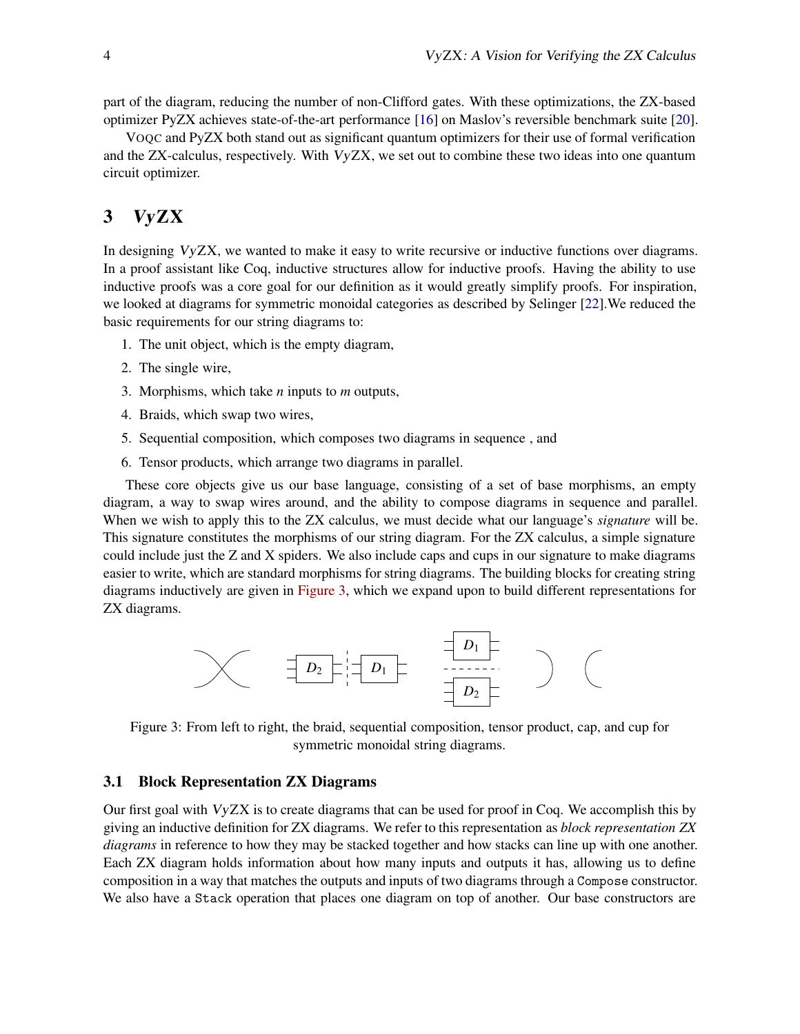part of the diagram, reducing the number of non-Clifford gates. With these optimizations, the ZX-based optimizer PyZX achieves state-of-the-art performance [16] on Maslov's reversible benchmark suite [20].

VOQC and PyZX both stand out as significant quantum optimizers for their use of formal verification and the ZX-calculus, respectively. With *Vy*ZX, we set out to combine these two ideas into one quantum circuit optimizer.

# 3 *Vy*ZX

In designing *Vy*ZX, we wanted to make it easy to write recursive or inductive functions over diagrams. In a proof assistant like Coq, inductive structures allow for inductive proofs. Having the ability to use inductive proofs was a core goal for our definition as it would greatly simplify proofs. For inspiration, we looked at diagrams for symmetric monoidal categories as described by Selinger [22].We reduced the basic requirements for our string diagrams to:

1. The unit object, which is the empty diagram,
2. The single wire,
3. Morphisms, which take $n$ inputs to $m$ outputs,
4. Braids, which swap two wires,
5. Sequential composition, which composes two diagrams in sequence , and
6. Tensor products, which arrange two diagrams in parallel.

These core objects give us our base language, consisting of a set of base morphisms, an empty diagram, a way to swap wires around, and the ability to compose diagrams in sequence and parallel. When we wish to apply this to the ZX calculus, we must decide what our language's *signature* will be. This signature constitutes the morphisms of our string diagram. For the ZX calculus, a simple signature could include just the Z and X spiders. We also include caps and cups in our signature to make diagrams easier to write, which are standard morphisms for string diagrams. The building blocks for creating string diagrams inductively are given in Figure 3, which we expand upon to build different representations for ZX diagrams.

Figure 3: From left to right, the braid, sequential composition, tensor product, cap, and cup for symmetric monoidal string diagrams.

## 3.1 Block Representation ZX Diagrams

Our first goal with *Vy*ZX is to create diagrams that can be used for proof in Coq. We accomplish this by giving an inductive definition for ZX diagrams. We refer to this representation as *block representation ZX diagrams* in reference to how they may be stacked together and how stacks can line up with one another. Each ZX diagram holds information about how many inputs and outputs it has, allowing us to define composition in a way that matches the outputs and inputs of two diagrams through a `Compose` constructor. We also have a `Stack` operation that places one diagram on top of another. Our base constructors are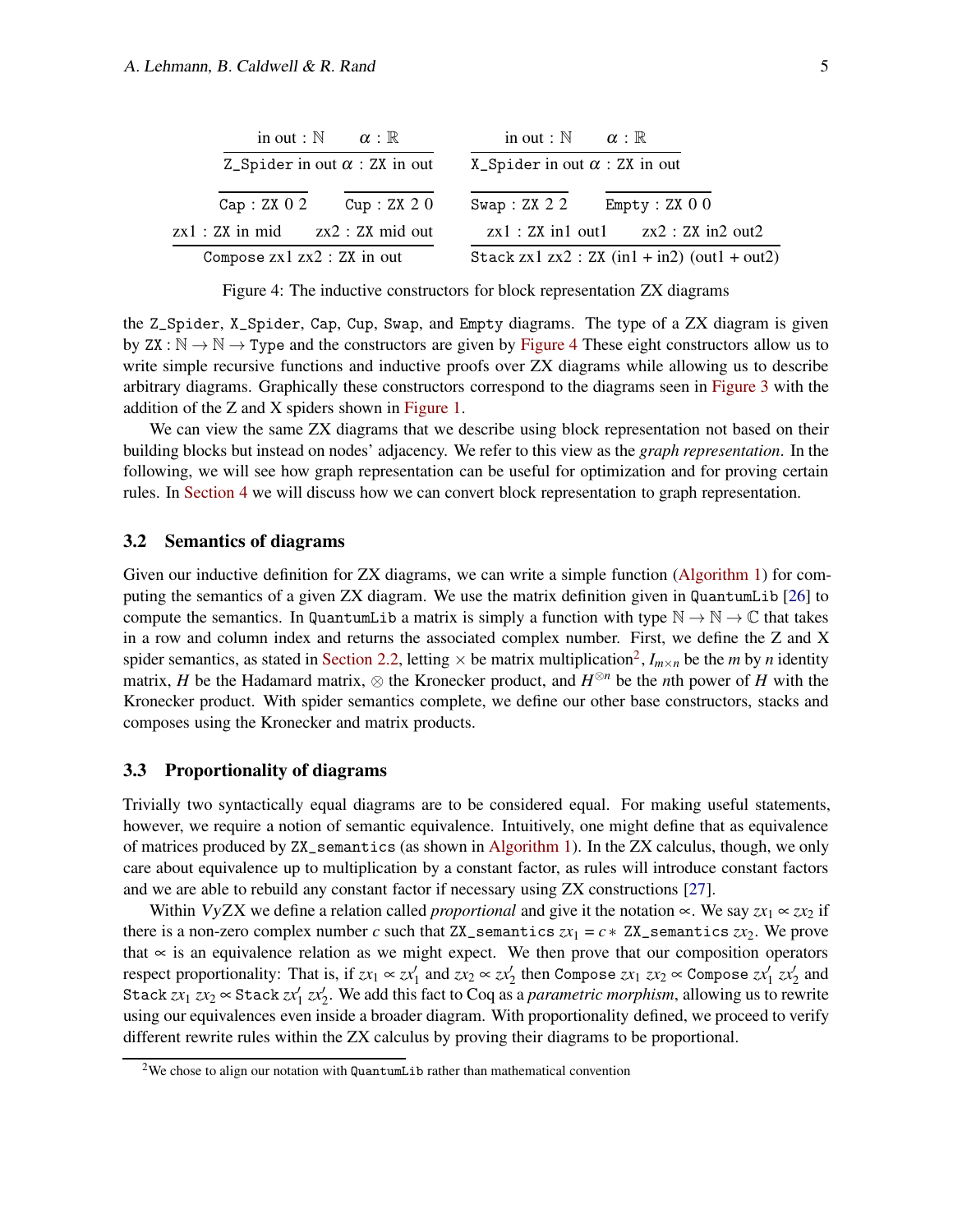$$\frac{\text{in out} : \mathbb{N} \qquad \alpha : \mathbb{R}}{\texttt{Z\_Spider in out } \alpha : \texttt{ZX in out}} \qquad \frac{\text{in out} : \mathbb{N} \qquad \alpha : \mathbb{R}}{\texttt{X\_Spider in out } \alpha : \texttt{ZX in out}}$$

$$\frac{}{\texttt{Cap : ZX 0 2}} \qquad \frac{}{\texttt{Cup : ZX 2 0}} \qquad \frac{}{\texttt{Swap : ZX 2 2}} \qquad \frac{}{\texttt{Empty : ZX 0 0}}$$

$$\frac{\text{zx1} : \texttt{ZX in mid} \qquad \text{zx2} : \texttt{ZX mid out}}{\texttt{Compose zx1 zx2 : ZX in out}} \qquad \frac{\text{zx1} : \texttt{ZX in1 out1} \qquad \text{zx2} : \texttt{ZX in2 out2}}{\texttt{Stack zx1 zx2 : ZX (in1 + in2) (out1 + out2)}}$$

Figure 4: The inductive constructors for block representation ZX diagrams

the `Z_Spider`, `X_Spider`, `Cap`, `Cup`, `Swap`, and `Empty` diagrams. The type of a ZX diagram is given by $\texttt{ZX} : \mathbb{N} \to \mathbb{N} \to \texttt{Type}$ and the constructors are given by Figure 4 These eight constructors allow us to write simple recursive functions and inductive proofs over ZX diagrams while allowing us to describe arbitrary diagrams. Graphically these constructors correspond to the diagrams seen in Figure 3 with the addition of the Z and X spiders shown in Figure 1.

We can view the same ZX diagrams that we describe using block representation not based on their building blocks but instead on nodes' adjacency. We refer to this view as the *graph representation*. In the following, we will see how graph representation can be useful for optimization and for proving certain rules. In Section 4 we will discuss how we can convert block representation to graph representation.

### 3.2 Semantics of diagrams

Given our inductive definition for ZX diagrams, we can write a simple function (Algorithm 1) for computing the semantics of a given ZX diagram. We use the matrix definition given in `QuantumLib` [26] to compute the semantics. In `QuantumLib` a matrix is simply a function with type $\mathbb{N} \to \mathbb{N} \to \mathbb{C}$ that takes in a row and column index and returns the associated complex number. First, we define the Z and X spider semantics, as stated in Section 2.2, letting $\times$ be matrix multiplication[2], $I_{m\times n}$ be the $m$ by $n$ identity matrix, $H$ be the Hadamard matrix, $\otimes$ the Kronecker product, and $H^{\otimes n}$ be the $n$th power of $H$ with the Kronecker product. With spider semantics complete, we define our other base constructors, stacks and composes using the Kronecker and matrix products.

### 3.3 Proportionality of diagrams

Trivially two syntactically equal diagrams are to be considered equal. For making useful statements, however, we require a notion of semantic equivalence. Intuitively, one might define that as equivalence of matrices produced by `ZX_semantics` (as shown in Algorithm 1). In the ZX calculus, though, we only care about equivalence up to multiplication by a constant factor, as rules will introduce constant factors and we are able to rebuild any constant factor if necessary using ZX constructions [27].

Within *Vy*ZX we define a relation called *proportional* and give it the notation $\propto$. We say $zx_1 \propto zx_2$ if there is a non-zero complex number $c$ such that `ZX_semantics` $zx_1 = c\, *$ `ZX_semantics` $zx_2$. We prove that $\propto$ is an equivalence relation as we might expect. We then prove that our composition operators respect proportionality: That is, if $zx_1 \propto zx_1'$ and $zx_2 \propto zx_2'$ then `Compose` $zx_1\ zx_2 \propto$ `Compose` $zx_1'\ zx_2'$ and `Stack` $zx_1\ zx_2 \propto$ `Stack` $zx_1'\ zx_2'$. We add this fact to Coq as a *parametric morphism*, allowing us to rewrite using our equivalences even inside a broader diagram. With proportionality defined, we proceed to verify different rewrite rules within the ZX calculus by proving their diagrams to be proportional.

[2] We chose to align our notation with `QuantumLib` rather than mathematical convention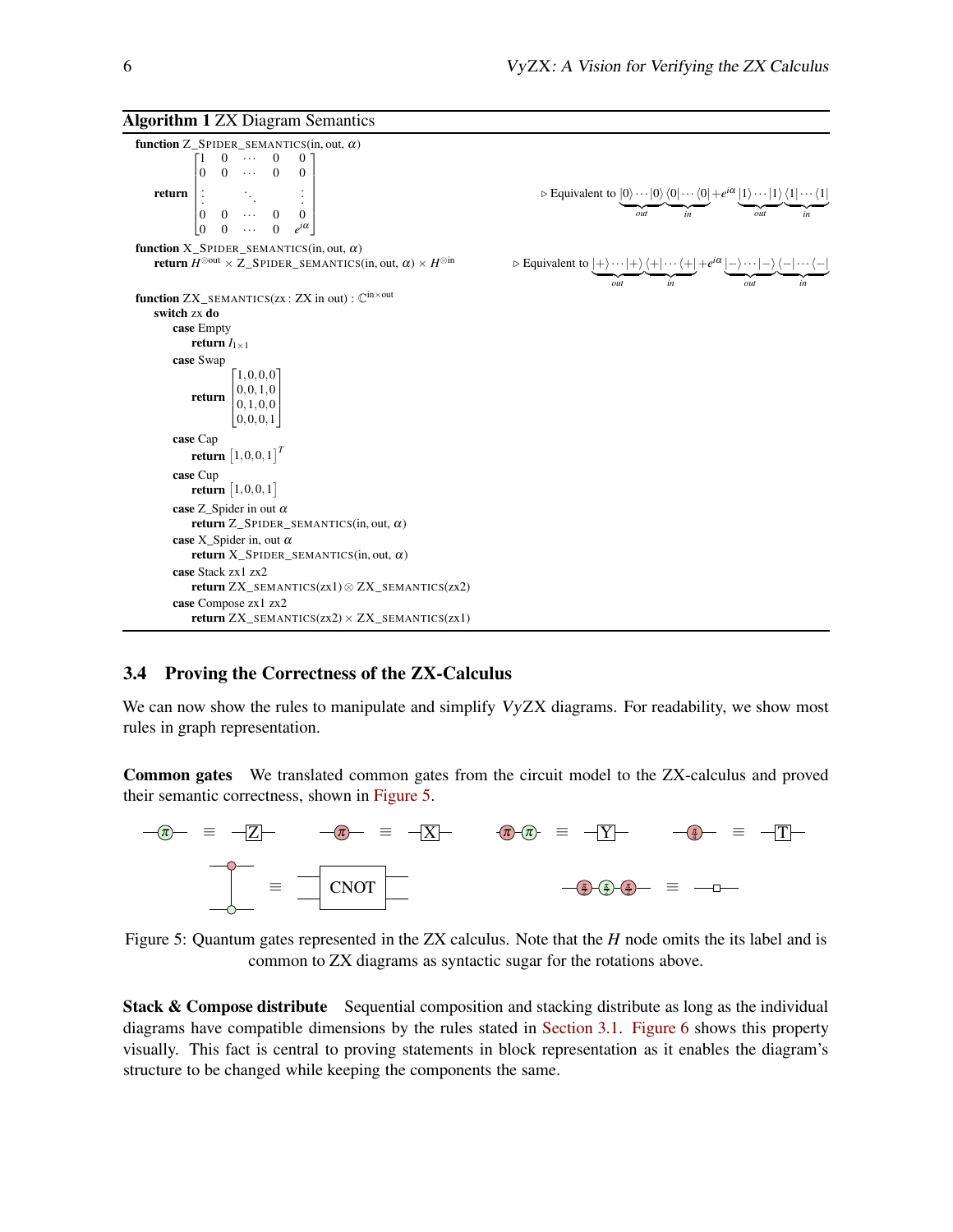**Algorithm 1** ZX Diagram Semantics

```
function Z_SPIDER_SEMANTICS(in, out, α)
    return [ 1 0 ⋯ 0 0 ; 0 0 ⋯ 0 0 ; ⋮ ⋱ ⋮ ; 0 0 ⋯ 0 0 ; 0 0 ⋯ 0 e^{iα} ]
        ▷ Equivalent to |0⟩⋯|0⟩⟨0|⋯⟨0| + e^{iα} |1⟩⋯|1⟩⟨1|⋯⟨1|
function X_SPIDER_SEMANTICS(in, out, α)
    return H^{⊗out} × Z_SPIDER_SEMANTICS(in, out, α) × H^{⊗in}
        ▷ Equivalent to |+⟩⋯|+⟩⟨+|⋯⟨+| + e^{iα} |−⟩⋯|−⟩⟨−|⋯⟨−|
function ZX_SEMANTICS(zx : ZX in out) : C^{in×out}
    switch zx do
        case Empty
            return I_{1×1}
        case Swap
            return [1,0,0,0 ; 0,0,1,0 ; 0,1,0,0 ; 0,0,0,1]
        case Cap
            return [1,0,0,1]^T
        case Cup
            return [1,0,0,1]
        case Z_Spider in out α
            return Z_SPIDER_SEMANTICS(in, out, α)
        case X_Spider in, out α
            return X_SPIDER_SEMANTICS(in, out, α)
        case Stack zx1 zx2
            return ZX_SEMANTICS(zx1) ⊗ ZX_SEMANTICS(zx2)
        case Compose zx1 zx2
            return ZX_SEMANTICS(zx2) × ZX_SEMANTICS(zx1)
```

In the equivalences above, the first group of kets ranges over the *out* wires and the bras over the *in* wires:

$$|0\rangle\cdots|0\rangle\langle 0|\cdots\langle 0| + e^{i\alpha}|1\rangle\cdots|1\rangle\langle 1|\cdots\langle 1|$$

$$|+\rangle\cdots|+\rangle\langle +|\cdots\langle +| + e^{i\alpha}|-\rangle\cdots|-\rangle\langle -|\cdots\langle -|$$

### 3.4 Proving the Correctness of the ZX-Calculus

We can now show the rules to manipulate and simplify *VyZX* diagrams. For readability, we show most rules in graph representation.

**Common gates** We translated common gates from the circuit model to the ZX-calculus and proved their semantic correctness, shown in Figure 5.

Figure 5: Quantum gates represented in the ZX calculus. Note that the $H$ node omits the its label and is common to ZX diagrams as syntactic sugar for the rotations above.

**Stack & Compose distribute** Sequential composition and stacking distribute as long as the individual diagrams have compatible dimensions by the rules stated in Section 3.1. Figure 6 shows this property visually. This fact is central to proving statements in block representation as it enables the diagram's structure to be changed while keeping the components the same.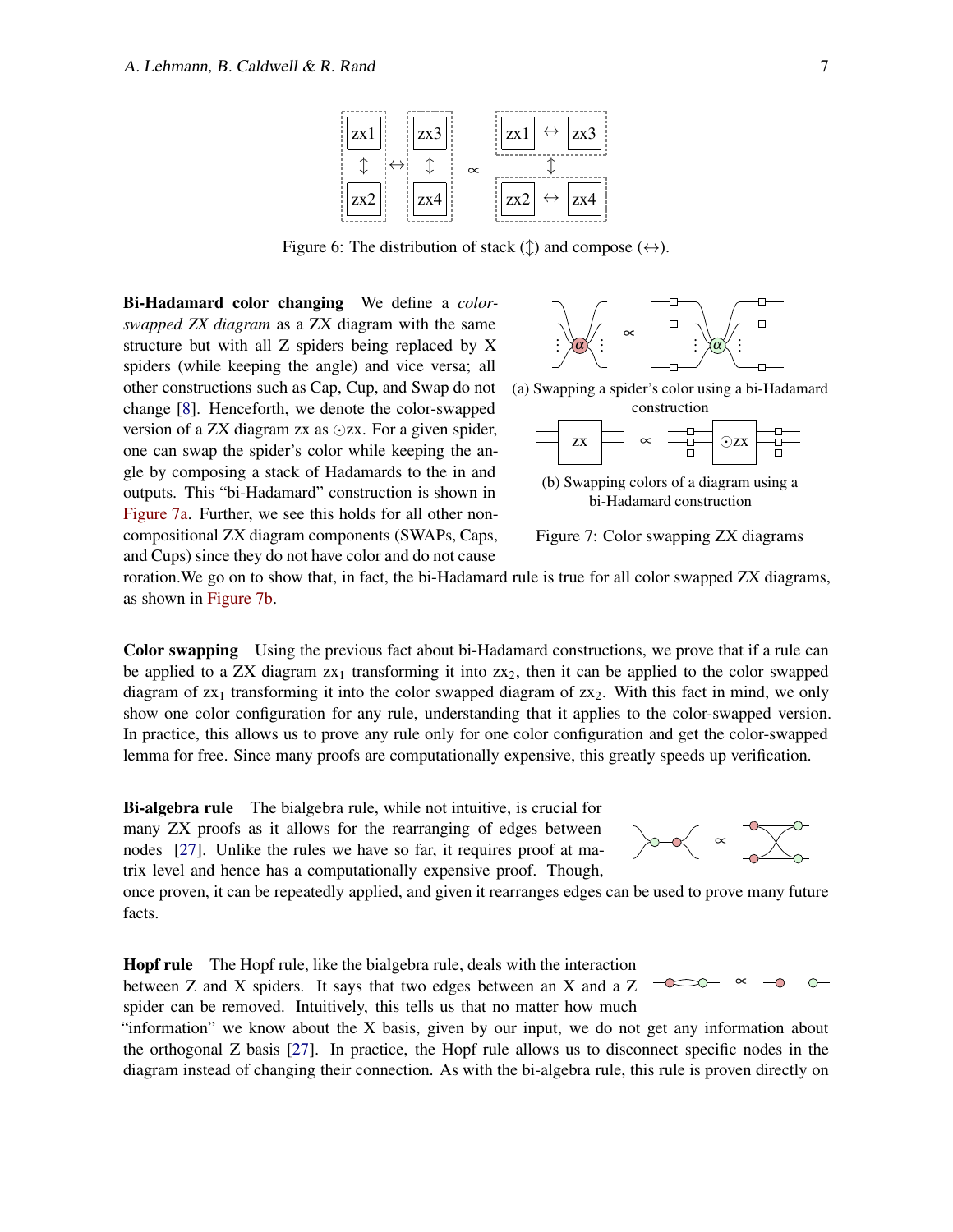Figure 6: The distribution of stack (↕) and compose (↔).

**Bi-Hadamard color changing** We define a *color-swapped ZX diagram* as a ZX diagram with the same structure but with all Z spiders being replaced by X spiders (while keeping the angle) and vice versa; all other constructions such as Cap, Cup, and Swap do not change [8]. Henceforth, we denote the color-swapped version of a ZX diagram zx as $\odot$zx. For a given spider, one can swap the spider's color while keeping the angle by composing a stack of Hadamards to the in and outputs. This "bi-Hadamard" construction is shown in Figure 7a. Further, we see this holds for all other non-compositional ZX diagram components (SWAPs, Caps, and Cups) since they do not have color and do not cause roration.We go on to show that, in fact, the bi-Hadamard rule is true for all color swapped ZX diagrams, as shown in Figure 7b.

(a) Swapping a spider's color using a bi-Hadamard construction

(b) Swapping colors of a diagram using a bi-Hadamard construction

Figure 7: Color swapping ZX diagrams

**Color swapping** Using the previous fact about bi-Hadamard constructions, we prove that if a rule can be applied to a ZX diagram $\text{zx}_1$ transforming it into $\text{zx}_2$, then it can be applied to the color swapped diagram of $\text{zx}_1$ transforming it into the color swapped diagram of $\text{zx}_2$. With this fact in mind, we only show one color configuration for any rule, understanding that it applies to the color-swapped version. In practice, this allows us to prove any rule only for one color configuration and get the color-swapped lemma for free. Since many proofs are computationally expensive, this greatly speeds up verification.

**Bi-algebra rule** The bialgebra rule, while not intuitive, is crucial for many ZX proofs as it allows for the rearranging of edges between nodes [27]. Unlike the rules we have so far, it requires proof at matrix level and hence has a computationally expensive proof. Though, once proven, it can be repeatedly applied, and given it rearranges edges can be used to prove many future facts.

**Hopf rule** The Hopf rule, like the bialgebra rule, deals with the interaction between Z and X spiders. It says that two edges between an X and a Z spider can be removed. Intuitively, this tells us that no matter how much "information" we know about the X basis, given by our input, we do not get any information about the orthogonal Z basis [27]. In practice, the Hopf rule allows us to disconnect specific nodes in the diagram instead of changing their connection. As with the bi-algebra rule, this rule is proven directly on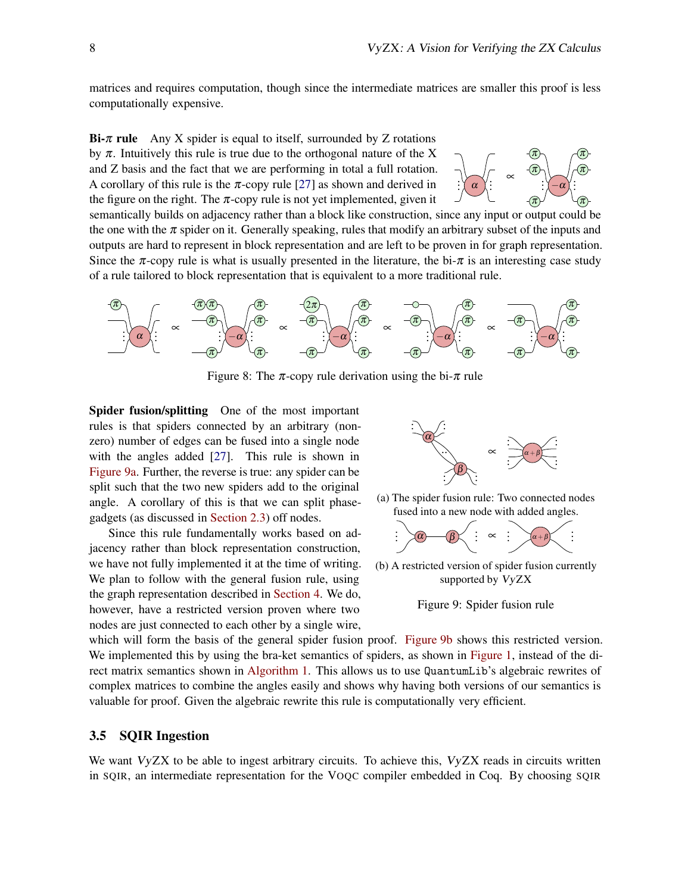matrices and requires computation, though since the intermediate matrices are smaller this proof is less computationally expensive.

**Bi-$\pi$ rule** Any X spider is equal to itself, surrounded by Z rotations by $\pi$. Intuitively this rule is true due to the orthogonal nature of the X and Z basis and the fact that we are performing in total a full rotation. A corollary of this rule is the $\pi$-copy rule [27] as shown and derived in the figure on the right. The $\pi$-copy rule is not yet implemented, given it semantically builds on adjacency rather than a block like construction, since any input or output could be the one with the $\pi$ spider on it. Generally speaking, rules that modify an arbitrary subset of the inputs and outputs are hard to represent in block representation and are left to be proven in for graph representation. Since the $\pi$-copy rule is what is usually presented in the literature, the bi-$\pi$ is an interesting case study of a rule tailored to block representation that is equivalent to a more traditional rule.

Figure 8: The $\pi$-copy rule derivation using the bi-$\pi$ rule

**Spider fusion/splitting** One of the most important rules is that spiders connected by an arbitrary (non-zero) number of edges can be fused into a single node with the angles added [27]. This rule is shown in Figure 9a. Further, the reverse is true: any spider can be split such that the two new spiders add to the original angle. A corollary of this is that we can split phase-gadgets (as discussed in Section 2.3) off nodes.

(a) The spider fusion rule: Two connected nodes fused into a new node with added angles.

(b) A restricted version of spider fusion currently supported by *VyZX*

Figure 9: Spider fusion rule

Since this rule fundamentally works based on adjacency rather than block representation construction, we have not fully implemented it at the time of writing. We plan to follow with the general fusion rule, using the graph representation described in Section 4. We do, however, have a restricted version proven where two nodes are just connected to each other by a single wire, which will form the basis of the general spider fusion proof. Figure 9b shows this restricted version. We implemented this by using the bra-ket semantics of spiders, as shown in Figure 1, instead of the direct matrix semantics shown in Algorithm 1. This allows us to use `QuantumLib`'s algebraic rewrites of complex matrices to combine the angles easily and shows why having both versions of our semantics is valuable for proof. Given the algebraic rewrite this rule is computationally very efficient.

### 3.5 SQIR Ingestion

We want *VyZX* to be able to ingest arbitrary circuits. To achieve this, *VyZX* reads in circuits written in SQIR, an intermediate representation for the VOQC compiler embedded in Coq. By choosing SQIR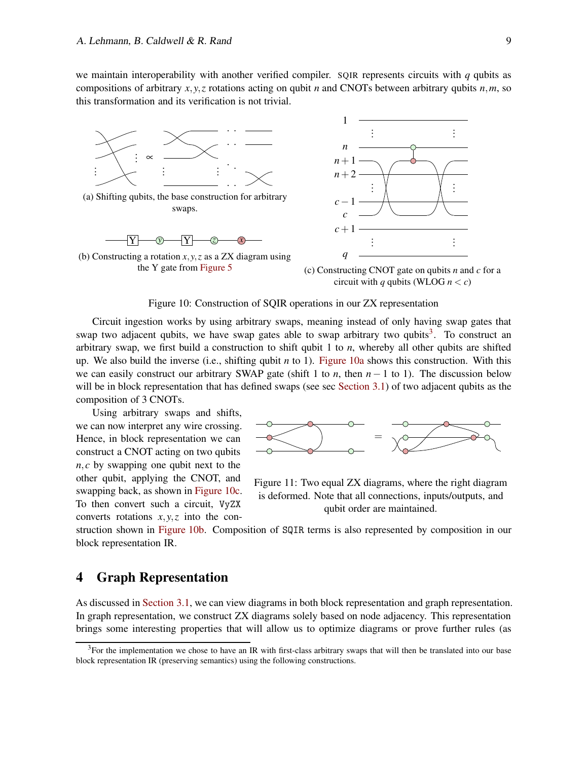we maintain interoperability with another verified compiler. SQIR represents circuits with $q$ qubits as compositions of arbitrary $x, y, z$ rotations acting on qubit $n$ and CNOTs between arbitrary qubits $n, m$, so this transformation and its verification is not trivial.

(a) Shifting qubits, the base construction for arbitrary swaps.

(b) Constructing a rotation $x, y, z$ as a ZX diagram using the Y gate from Figure 5

(c) Constructing CNOT gate on qubits $n$ and $c$ for a circuit with $q$ qubits (WLOG $n < c$)

Figure 10: Construction of SQIR operations in our ZX representation

Circuit ingestion works by using arbitrary swaps, meaning instead of only having swap gates that swap two adjacent qubits, we have swap gates able to swap arbitrary two qubits[3]. To construct an arbitrary swap, we first build a construction to shift qubit 1 to $n$, whereby all other qubits are shifted up. We also build the inverse (i.e., shifting qubit $n$ to 1). Figure 10a shows this construction. With this we can easily construct our arbitrary SWAP gate (shift 1 to $n$, then $n-1$ to 1). The discussion below will be in block representation that has defined swaps (see sec Section 3.1) of two adjacent qubits as the composition of 3 CNOTs.

Using arbitrary swaps and shifts, we can now interpret any wire crossing. Hence, in block representation we can construct a CNOT acting on two qubits $n, c$ by swapping one qubit next to the other qubit, applying the CNOT, and swapping back, as shown in Figure 10c. To then convert such a circuit, `VyZX` converts rotations $x, y, z$ into the construction shown in Figure 10b. Composition of `SQIR` terms is also represented by composition in our block representation IR.

Figure 11: Two equal ZX diagrams, where the right diagram is deformed. Note that all connections, inputs/outputs, and qubit order are maintained.

## 4 Graph Representation

As discussed in Section 3.1, we can view diagrams in both block representation and graph representation. In graph representation, we construct ZX diagrams solely based on node adjacency. This representation brings some interesting properties that will allow us to optimize diagrams or prove further rules (as

[3] For the implementation we chose to have an IR with first-class arbitrary swaps that will then be translated into our base block representation IR (preserving semantics) using the following constructions.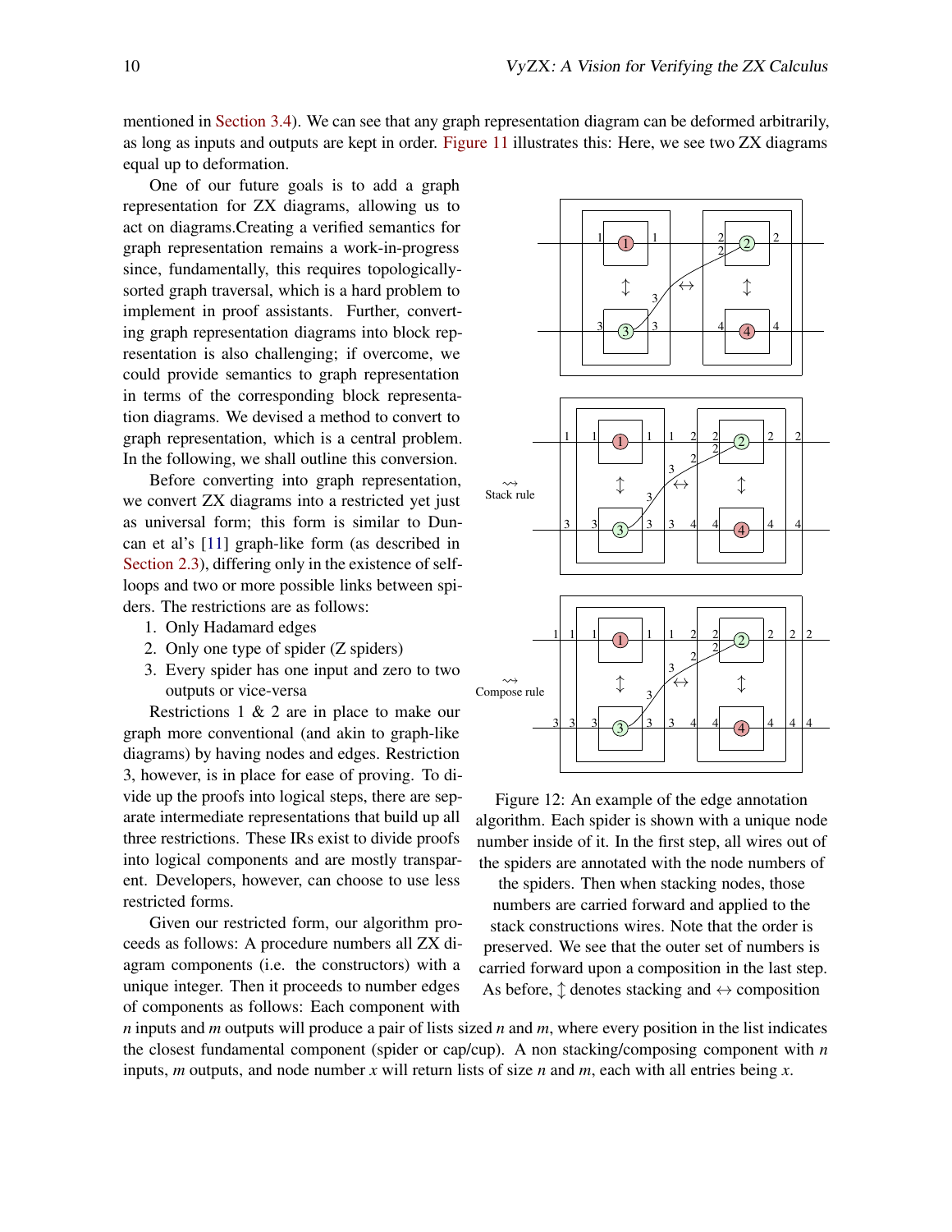mentioned in Section 3.4). We can see that any graph representation diagram can be deformed arbitrarily, as long as inputs and outputs are kept in order. Figure 11 illustrates this: Here, we see two ZX diagrams equal up to deformation.

One of our future goals is to add a graph representation for ZX diagrams, allowing us to act on diagrams.Creating a verified semantics for graph representation remains a work-in-progress since, fundamentally, this requires topologically-sorted graph traversal, which is a hard problem to implement in proof assistants. Further, converting graph representation diagrams into block representation is also challenging; if overcome, we could provide semantics to graph representation in terms of the corresponding block representation diagrams. We devised a method to convert to graph representation, which is a central problem. In the following, we shall outline this conversion.

Before converting into graph representation, we convert ZX diagrams into a restricted yet just as universal form; this form is similar to Duncan et al's [11] graph-like form (as described in Section 2.3), differing only in the existence of self-loops and two or more possible links between spiders. The restrictions are as follows:

1. Only Hadamard edges
2. Only one type of spider (Z spiders)
3. Every spider has one input and zero to two outputs or vice-versa

Restrictions 1 & 2 are in place to make our graph more conventional (and akin to graph-like diagrams) by having nodes and edges. Restriction 3, however, is in place for ease of proving. To divide up the proofs into logical steps, there are separate intermediate representations that build up all three restrictions. These IRs exist to divide proofs into logical components and are mostly transparent. Developers, however, can choose to use less restricted forms.

Given our restricted form, our algorithm proceeds as follows: A procedure numbers all ZX diagram components (i.e. the constructors) with a unique integer. Then it proceeds to number edges of components as follows: Each component with $n$ inputs and $m$ outputs will produce a pair of lists sized $n$ and $m$, where every position in the list indicates the closest fundamental component (spider or cap/cup). A non stacking/composing component with $n$ inputs, $m$ outputs, and node number $x$ will return lists of size $n$ and $m$, each with all entries being $x$.

Figure 12: An example of the edge annotation algorithm. Each spider is shown with a unique node number inside of it. In the first step, all wires out of the spiders are annotated with the node numbers of the spiders. Then when stacking nodes, those numbers are carried forward and applied to the stack constructions wires. Note that the order is preserved. We see that the outer set of numbers is carried forward upon a composition in the last step. As before, $\updownarrow$ denotes stacking and $\leftrightarrow$ composition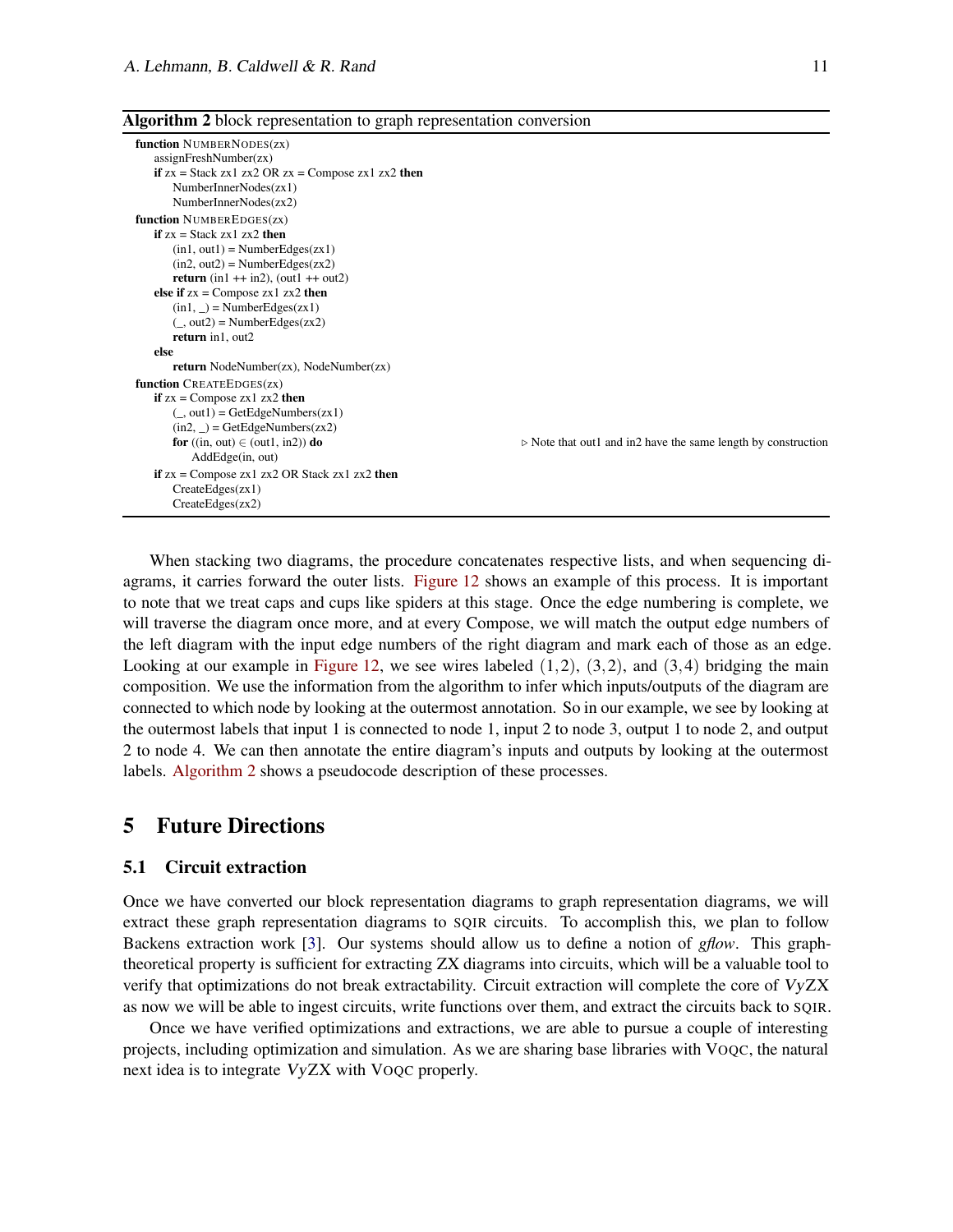**Algorithm 2** block representation to graph representation conversion

```
function NumberNodes(zx)
    assignFreshNumber(zx)
    if zx = Stack zx1 zx2 OR zx = Compose zx1 zx2 then
        NumberInnerNodes(zx1)
        NumberInnerNodes(zx2)
function NumberEdges(zx)
    if zx = Stack zx1 zx2 then
        (in1, out1) = NumberEdges(zx1)
        (in2, out2) = NumberEdges(zx2)
        return (in1 ++ in2), (out1 ++ out2)
    else if zx = Compose zx1 zx2 then
        (in1, _) = NumberEdges(zx1)
        (_, out2) = NumberEdges(zx2)
        return in1, out2
    else
        return NodeNumber(zx), NodeNumber(zx)
function CreateEdges(zx)
    if zx = Compose zx1 zx2 then
        (_, out1) = GetEdgeNumbers(zx1)
        (in2, _) = GetEdgeNumbers(zx2)
        for ((in, out) ∈ (out1, in2)) do          ▷ Note that out1 and in2 have the same length by construction
            AddEdge(in, out)
    if zx = Compose zx1 zx2 OR Stack zx1 zx2 then
        CreateEdges(zx1)
        CreateEdges(zx2)
```

When stacking two diagrams, the procedure concatenates respective lists, and when sequencing diagrams, it carries forward the outer lists. Figure 12 shows an example of this process. It is important to note that we treat caps and cups like spiders at this stage. Once the edge numbering is complete, we will traverse the diagram once more, and at every Compose, we will match the output edge numbers of the left diagram with the input edge numbers of the right diagram and mark each of those as an edge. Looking at our example in Figure 12, we see wires labeled $(1,2)$, $(3,2)$, and $(3,4)$ bridging the main composition. We use the information from the algorithm to infer which inputs/outputs of the diagram are connected to which node by looking at the outermost annotation. So in our example, we see by looking at the outermost labels that input 1 is connected to node 1, input 2 to node 3, output 1 to node 2, and output 2 to node 4. We can then annotate the entire diagram's inputs and outputs by looking at the outermost labels. Algorithm 2 shows a pseudocode description of these processes.

## 5 Future Directions

### 5.1 Circuit extraction

Once we have converted our block representation diagrams to graph representation diagrams, we will extract these graph representation diagrams to SQIR circuits. To accomplish this, we plan to follow Backens extraction work [3]. Our systems should allow us to define a notion of *gflow*. This graph-theoretical property is sufficient for extracting ZX diagrams into circuits, which will be a valuable tool to verify that optimizations do not break extractability. Circuit extraction will complete the core of *Vy*ZX as now we will be able to ingest circuits, write functions over them, and extract the circuits back to SQIR.

Once we have verified optimizations and extractions, we are able to pursue a couple of interesting projects, including optimization and simulation. As we are sharing base libraries with VOQC, the natural next idea is to integrate *Vy*ZX with VOQC properly.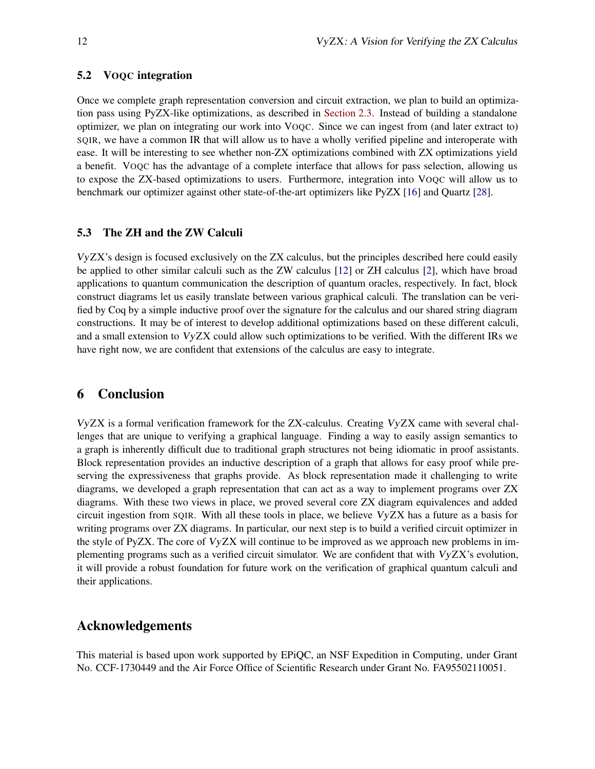### 5.2 VOQC integration

Once we complete graph representation conversion and circuit extraction, we plan to build an optimization pass using PyZX-like optimizations, as described in Section 2.3. Instead of building a standalone optimizer, we plan on integrating our work into VOQC. Since we can ingest from (and later extract to) SQIR, we have a common IR that will allow us to have a wholly verified pipeline and interoperate with ease. It will be interesting to see whether non-ZX optimizations combined with ZX optimizations yield a benefit. VOQC has the advantage of a complete interface that allows for pass selection, allowing us to expose the ZX-based optimizations to users. Furthermore, integration into VOQC will allow us to benchmark our optimizer against other state-of-the-art optimizers like PyZX [16] and Quartz [28].

### 5.3 The ZH and the ZW Calculi

*Vy*ZX's design is focused exclusively on the ZX calculus, but the principles described here could easily be applied to other similar calculi such as the ZW calculus [12] or ZH calculus [2], which have broad applications to quantum communication the description of quantum oracles, respectively. In fact, block construct diagrams let us easily translate between various graphical calculi. The translation can be verified by Coq by a simple inductive proof over the signature for the calculus and our shared string diagram constructions. It may be of interest to develop additional optimizations based on these different calculi, and a small extension to *Vy*ZX could allow such optimizations to be verified. With the different IRs we have right now, we are confident that extensions of the calculus are easy to integrate.

## 6 Conclusion

*Vy*ZX is a formal verification framework for the ZX-calculus. Creating *Vy*ZX came with several challenges that are unique to verifying a graphical language. Finding a way to easily assign semantics to a graph is inherently difficult due to traditional graph structures not being idiomatic in proof assistants. Block representation provides an inductive description of a graph that allows for easy proof while preserving the expressiveness that graphs provide. As block representation made it challenging to write diagrams, we developed a graph representation that can act as a way to implement programs over ZX diagrams. With these two views in place, we proved several core ZX diagram equivalences and added circuit ingestion from SQIR. With all these tools in place, we believe *Vy*ZX has a future as a basis for writing programs over ZX diagrams. In particular, our next step is to build a verified circuit optimizer in the style of PyZX. The core of *Vy*ZX will continue to be improved as we approach new problems in implementing programs such as a verified circuit simulator. We are confident that with *Vy*ZX's evolution, it will provide a robust foundation for future work on the verification of graphical quantum calculi and their applications.

## Acknowledgements

This material is based upon work supported by EPiQC, an NSF Expedition in Computing, under Grant No. CCF-1730449 and the Air Force Office of Scientific Research under Grant No. FA95502110051.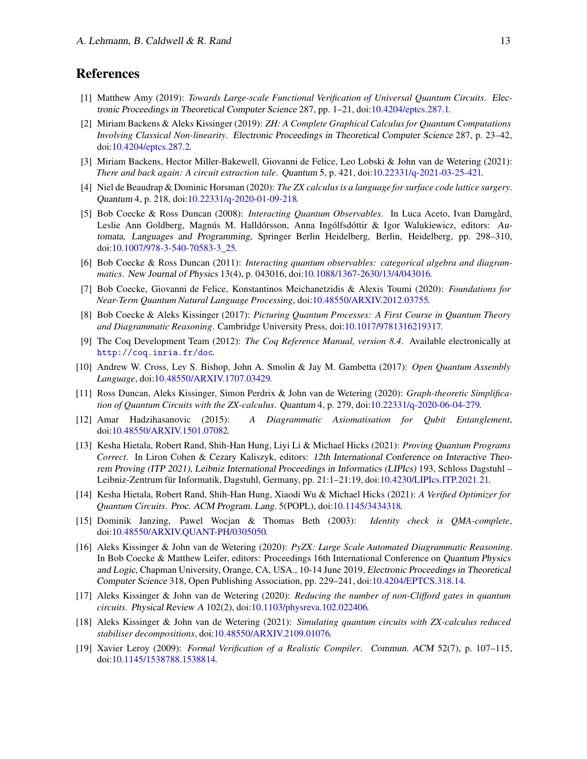## References

[1] Matthew Amy (2019): *Towards Large-scale Functional Verification of Universal Quantum Circuits*. Electronic Proceedings in Theoretical Computer Science 287, pp. 1–21, doi:10.4204/eptcs.287.1.

[2] Miriam Backens & Aleks Kissinger (2019): *ZH: A Complete Graphical Calculus for Quantum Computations Involving Classical Non-linearity*. Electronic Proceedings in Theoretical Computer Science 287, p. 23–42, doi:10.4204/eptcs.287.2.

[3] Miriam Backens, Hector Miller-Bakewell, Giovanni de Felice, Leo Lobski & John van de Wetering (2021): *There and back again: A circuit extraction tale*. Quantum 5, p. 421, doi:10.22331/q-2021-03-25-421.

[4] Niel de Beaudrap & Dominic Horsman (2020): *The ZX calculus is a language for surface code lattice surgery*. Quantum 4, p. 218, doi:10.22331/q-2020-01-09-218.

[5] Bob Coecke & Ross Duncan (2008): *Interacting Quantum Observables*. In Luca Aceto, Ivan Damgård, Leslie Ann Goldberg, Magnús M. Halldórsson, Anna Ingólfsdóttir & Igor Walukiewicz, editors: Automata, Languages and Programming, Springer Berlin Heidelberg, Berlin, Heidelberg, pp. 298–310, doi:10.1007/978-3-540-70583-3_25.

[6] Bob Coecke & Ross Duncan (2011): *Interacting quantum observables: categorical algebra and diagrammatics*. New Journal of Physics 13(4), p. 043016, doi:10.1088/1367-2630/13/4/043016.

[7] Bob Coecke, Giovanni de Felice, Konstantinos Meichanetzidis & Alexis Toumi (2020): *Foundations for Near-Term Quantum Natural Language Processing*, doi:10.48550/ARXIV.2012.03755.

[8] Bob Coecke & Aleks Kissinger (2017): *Picturing Quantum Processes: A First Course in Quantum Theory and Diagrammatic Reasoning*. Cambridge University Press, doi:10.1017/9781316219317.

[9] The Coq Development Team (2012): *The Coq Reference Manual, version 8.4*. Available electronically at `http://coq.inria.fr/doc`.

[10] Andrew W. Cross, Lev S. Bishop, John A. Smolin & Jay M. Gambetta (2017): *Open Quantum Assembly Language*, doi:10.48550/ARXIV.1707.03429.

[11] Ross Duncan, Aleks Kissinger, Simon Perdrix & John van de Wetering (2020): *Graph-theoretic Simplification of Quantum Circuits with the ZX-calculus*. Quantum 4, p. 279, doi:10.22331/q-2020-06-04-279.

[12] Amar Hadzihasanovic (2015): *A Diagrammatic Axiomatisation for Qubit Entanglement*, doi:10.48550/ARXIV.1501.07082.

[13] Kesha Hietala, Robert Rand, Shih-Han Hung, Liyi Li & Michael Hicks (2021): *Proving Quantum Programs Correct*. In Liron Cohen & Cezary Kaliszyk, editors: 12th International Conference on Interactive Theorem Proving (ITP 2021), Leibniz International Proceedings in Informatics (LIPIcs) 193, Schloss Dagstuhl – Leibniz-Zentrum für Informatik, Dagstuhl, Germany, pp. 21:1–21:19, doi:10.4230/LIPIcs.ITP.2021.21.

[14] Kesha Hietala, Robert Rand, Shih-Han Hung, Xiaodi Wu & Michael Hicks (2021): *A Verified Optimizer for Quantum Circuits*. Proc. ACM Program. Lang. 5(POPL), doi:10.1145/3434318.

[15] Dominik Janzing, Pawel Wocjan & Thomas Beth (2003): *Identity check is QMA-complete*, doi:10.48550/ARXIV.QUANT-PH/0305050.

[16] Aleks Kissinger & John van de Wetering (2020): *PyZX: Large Scale Automated Diagrammatic Reasoning*. In Bob Coecke & Matthew Leifer, editors: Proceedings 16th International Conference on Quantum Physics and Logic, Chapman University, Orange, CA, USA., 10-14 June 2019, Electronic Proceedings in Theoretical Computer Science 318, Open Publishing Association, pp. 229–241, doi:10.4204/EPTCS.318.14.

[17] Aleks Kissinger & John van de Wetering (2020): *Reducing the number of non-Clifford gates in quantum circuits*. Physical Review A 102(2), doi:10.1103/physreva.102.022406.

[18] Aleks Kissinger & John van de Wetering (2021): *Simulating quantum circuits with ZX-calculus reduced stabiliser decompositions*, doi:10.48550/ARXIV.2109.01076.

[19] Xavier Leroy (2009): *Formal Verification of a Realistic Compiler*. Commun. ACM 52(7), p. 107–115, doi:10.1145/1538788.1538814.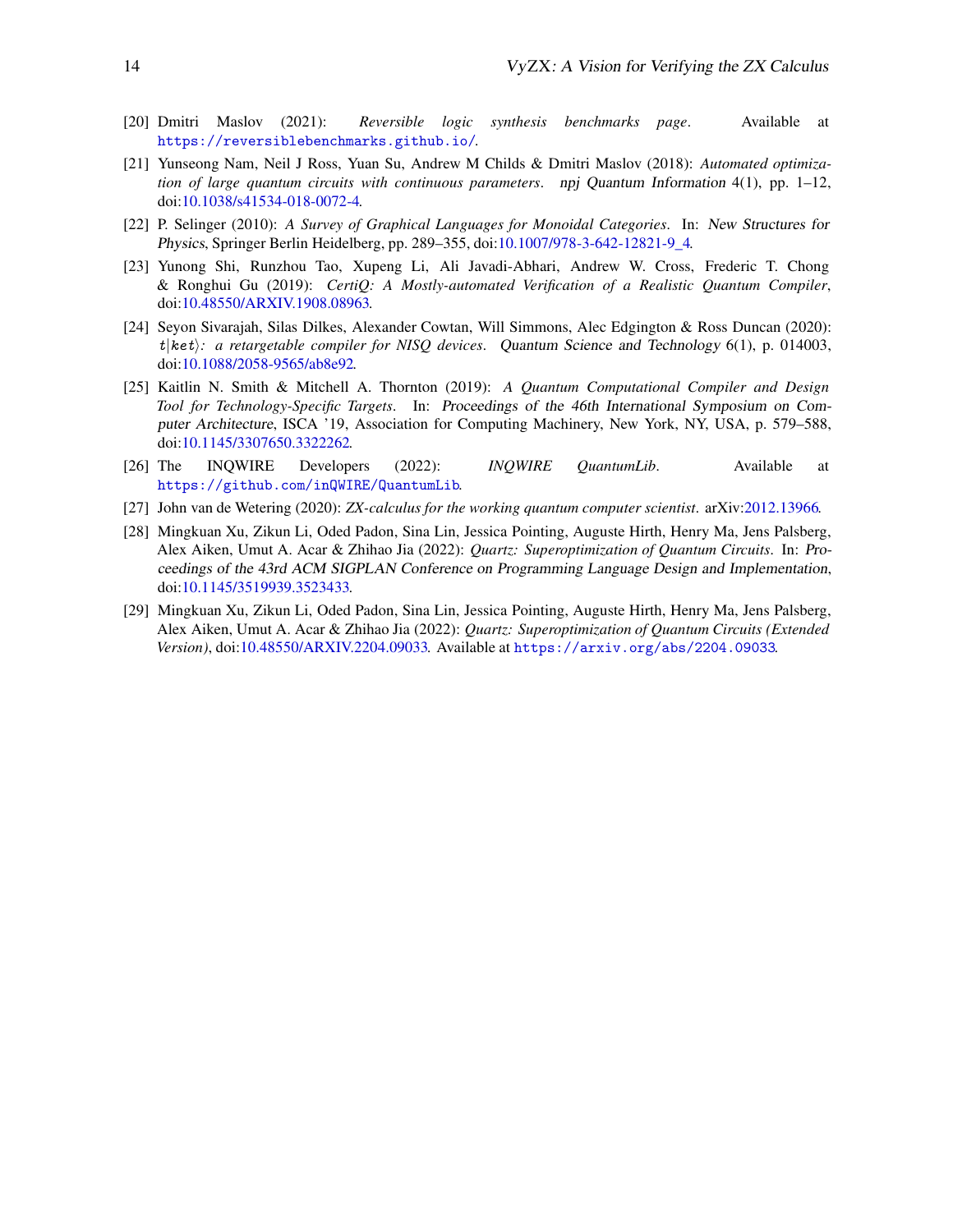[20] Dmitri Maslov (2021): *Reversible logic synthesis benchmarks page*. Available at https://reversiblebenchmarks.github.io/.

[21] Yunseong Nam, Neil J Ross, Yuan Su, Andrew M Childs & Dmitri Maslov (2018): *Automated optimization of large quantum circuits with continuous parameters*. npj Quantum Information 4(1), pp. 1–12, doi:10.1038/s41534-018-0072-4.

[22] P. Selinger (2010): *A Survey of Graphical Languages for Monoidal Categories*. In: New Structures for Physics, Springer Berlin Heidelberg, pp. 289–355, doi:10.1007/978-3-642-12821-9_4.

[23] Yunong Shi, Runzhou Tao, Xupeng Li, Ali Javadi-Abhari, Andrew W. Cross, Frederic T. Chong & Ronghui Gu (2019): *CertiQ: A Mostly-automated Verification of a Realistic Quantum Compiler*, doi:10.48550/ARXIV.1908.08963.

[24] Seyon Sivarajah, Silas Dilkes, Alexander Cowtan, Will Simmons, Alec Edgington & Ross Duncan (2020): *$t|ket\rangle$: a retargetable compiler for NISQ devices*. Quantum Science and Technology 6(1), p. 014003, doi:10.1088/2058-9565/ab8e92.

[25] Kaitlin N. Smith & Mitchell A. Thornton (2019): *A Quantum Computational Compiler and Design Tool for Technology-Specific Targets*. In: Proceedings of the 46th International Symposium on Computer Architecture, ISCA '19, Association for Computing Machinery, New York, NY, USA, p. 579–588, doi:10.1145/3307650.3322262.

[26] The INQWIRE Developers (2022): *INQWIRE QuantumLib*. Available at https://github.com/inQWIRE/QuantumLib.

[27] John van de Wetering (2020): *ZX-calculus for the working quantum computer scientist*. arXiv:2012.13966.

[28] Mingkuan Xu, Zikun Li, Oded Padon, Sina Lin, Jessica Pointing, Auguste Hirth, Henry Ma, Jens Palsberg, Alex Aiken, Umut A. Acar & Zhihao Jia (2022): *Quartz: Superoptimization of Quantum Circuits*. In: Proceedings of the 43rd ACM SIGPLAN Conference on Programming Language Design and Implementation, doi:10.1145/3519939.3523433.

[29] Mingkuan Xu, Zikun Li, Oded Padon, Sina Lin, Jessica Pointing, Auguste Hirth, Henry Ma, Jens Palsberg, Alex Aiken, Umut A. Acar & Zhihao Jia (2022): *Quartz: Superoptimization of Quantum Circuits (Extended Version)*, doi:10.48550/ARXIV.2204.09033. Available at https://arxiv.org/abs/2204.09033.